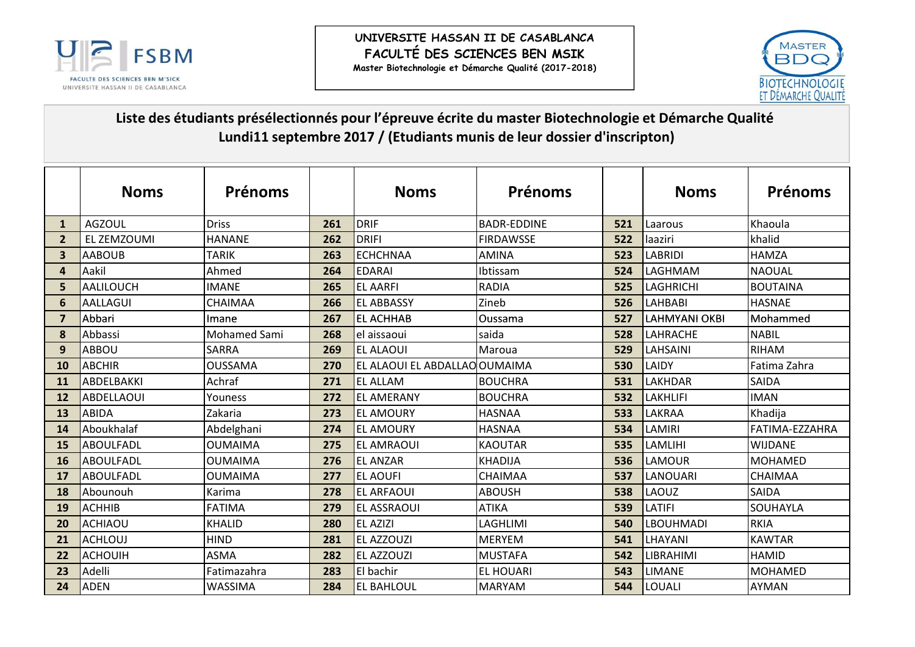UNIVERSITE HASSAN II DE CASABLANCA
FACULTÉ DES SCIENCES BEN MSIK
Master Biotechnologie et Démarche Qualité (2017-2018)

## Liste des étudiants présélectionnés pour l'épreuve écrite du master Biotechnologie et Démarche Qualité Lundi11 septembre 2017 / (Etudiants munis de leur dossier d'inscripton)

| | Noms | Prénoms | | Noms | Prénoms | | Noms | Prénoms |
|---|---|---|---|---|---|---|---|---|
| 1 | AGZOUL | Driss | 261 | DRIF | BADR-EDDINE | 521 | Laarous | Khaoula |
| 2 | EL ZEMZOUMI | HANANE | 262 | DRIFI | FIRDAWSSE | 522 | laaziri | khalid |
| 3 | AABOUB | TARIK | 263 | ECHCHNAA | AMINA | 523 | LABRIDI | HAMZA |
| 4 | Aakil | Ahmed | 264 | EDARAI | Ibtissam | 524 | LAGHMAM | NAOUAL |
| 5 | AALILOUCH | IMANE | 265 | EL AARFI | RADIA | 525 | LAGHRICHI | BOUTAINA |
| 6 | AALLAGUI | CHAIMAA | 266 | EL ABBASSY | Zineb | 526 | LAHBABI | HASNAE |
| 7 | Abbari | Imane | 267 | EL ACHHAB | Oussama | 527 | LAHMYANI OKBI | Mohammed |
| 8 | Abbassi | Mohamed Sami | 268 | el aissaoui | saida | 528 | LAHRACHE | NABIL |
| 9 | ABBOU | SARRA | 269 | EL ALAOUI | Maroua | 529 | LAHSAINI | RIHAM |
| 10 | ABCHIR | OUSSAMA | 270 | EL ALAOUI EL ABDALLAO | OUMAIMA | 530 | LAIDY | Fatima Zahra |
| 11 | ABDELBAKKI | Achraf | 271 | EL ALLAM | BOUCHRA | 531 | LAKHDAR | SAIDA |
| 12 | ABDELLAOUI | Youness | 272 | EL AMERANY | BOUCHRA | 532 | LAKHLIFI | IMAN |
| 13 | ABIDA | Zakaria | 273 | EL AMOURY | HASNAA | 533 | LAKRAA | Khadija |
| 14 | Aboukhalaf | Abdelghani | 274 | EL AMOURY | HASNAA | 534 | LAMIRI | FATIMA-EZZAHRA |
| 15 | ABOULFADL | OUMAIMA | 275 | EL AMRAOUI | KAOUTAR | 535 | LAMLIHI | WIJDANE |
| 16 | ABOULFADL | OUMAIMA | 276 | EL ANZAR | KHADIJA | 536 | LAMOUR | MOHAMED |
| 17 | ABOULFADL | OUMAIMA | 277 | EL AOUFI | CHAIMAA | 537 | LANOUARI | CHAIMAA |
| 18 | Abounouh | Karima | 278 | EL ARFAOUI | ABOUSH | 538 | LAOUZ | SAIDA |
| 19 | ACHHIB | FATIMA | 279 | EL ASSRAOUI | ATIKA | 539 | LATIFI | SOUHAYLA |
| 20 | ACHIAOU | KHALID | 280 | EL AZIZI | LAGHLIMI | 540 | LBOUHMADI | RKIA |
| 21 | ACHLOUJ | HIND | 281 | EL AZZOUZI | MERYEM | 541 | LHAYANI | KAWTAR |
| 22 | ACHOUIH | ASMA | 282 | EL AZZOUZI | MUSTAFA | 542 | LIBRAHIMI | HAMID |
| 23 | Adelli | Fatimazahra | 283 | El bachir | EL HOUARI | 543 | LIMANE | MOHAMED |
| 24 | ADEN | WASSIMA | 284 | EL BAHLOUL | MARYAM | 544 | LOUALI | AYMAN |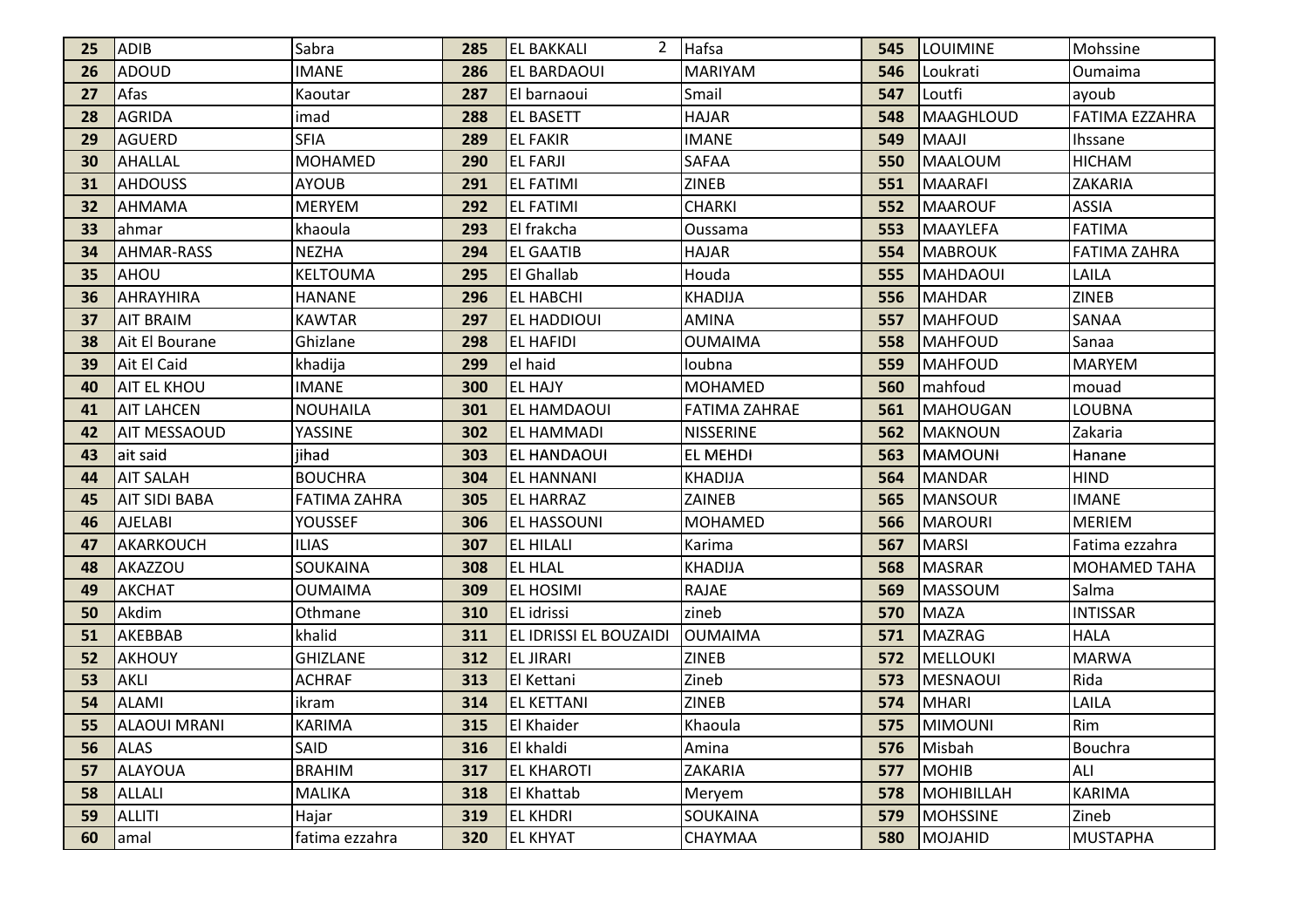| 25 | ADIB | Sabra | 285 | EL BAKKALI 2 | Hafsa | 545 | LOUIMINE | Mohssine |
|---|---|---|---|---|---|---|---|---|
| 26 | ADOUD | IMANE | 286 | EL BARDAOUI | MARIYAM | 546 | Loukrati | Oumaima |
| 27 | Afas | Kaoutar | 287 | El barnaoui | Smail | 547 | Loutfi | ayoub |
| 28 | AGRIDA | imad | 288 | EL BASETT | HAJAR | 548 | MAAGHLOUD | FATIMA EZZAHRA |
| 29 | AGUERD | SFIA | 289 | EL FAKIR | IMANE | 549 | MAAJI | Ihssane |
| 30 | AHALLAL | MOHAMED | 290 | EL FARJI | SAFAA | 550 | MAALOUM | HICHAM |
| 31 | AHDOUSS | AYOUB | 291 | EL FATIMI | ZINEB | 551 | MAARAFI | ZAKARIA |
| 32 | AHMAMA | MERYEM | 292 | EL FATIMI | CHARKI | 552 | MAAROUF | ASSIA |
| 33 | ahmar | khaoula | 293 | El frakcha | Oussama | 553 | MAAYLEFA | FATIMA |
| 34 | AHMAR-RASS | NEZHA | 294 | EL GAATIB | HAJAR | 554 | MABROUK | FATIMA ZAHRA |
| 35 | AHOU | KELTOUMA | 295 | El Ghallab | Houda | 555 | MAHDAOUI | LAILA |
| 36 | AHRAYHIRA | HANANE | 296 | EL HABCHI | KHADIJA | 556 | MAHDAR | ZINEB |
| 37 | AIT BRAIM | KAWTAR | 297 | EL HADDIOUI | AMINA | 557 | MAHFOUD | SANAA |
| 38 | Ait El Bourane | Ghizlane | 298 | EL HAFIDI | OUMAIMA | 558 | MAHFOUD | Sanaa |
| 39 | Ait El Caid | khadija | 299 | el haid | loubna | 559 | MAHFOUD | MARYEM |
| 40 | AIT EL KHOU | IMANE | 300 | EL HAJY | MOHAMED | 560 | mahfoud | mouad |
| 41 | AIT LAHCEN | NOUHAILA | 301 | EL HAMDAOUI | FATIMA ZAHRAE | 561 | MAHOUGAN | LOUBNA |
| 42 | AIT MESSAOUD | YASSINE | 302 | EL HAMMADI | NISSERINE | 562 | MAKNOUN | Zakaria |
| 43 | ait said | jihad | 303 | EL HANDAOUI | EL MEHDI | 563 | MAMOUNI | Hanane |
| 44 | AIT SALAH | BOUCHRA | 304 | EL HANNANI | KHADIJA | 564 | MANDAR | HIND |
| 45 | AIT SIDI BABA | FATIMA ZAHRA | 305 | EL HARRAZ | ZAINEB | 565 | MANSOUR | IMANE |
| 46 | AJELABI | YOUSSEF | 306 | EL HASSOUNI | MOHAMED | 566 | MAROURI | MERIEM |
| 47 | AKARKOUCH | ILIAS | 307 | EL HILALI | Karima | 567 | MARSI | Fatima ezzahra |
| 48 | AKAZZOU | SOUKAINA | 308 | EL HLAL | KHADIJA | 568 | MASRAR | MOHAMED TAHA |
| 49 | AKCHAT | OUMAIMA | 309 | EL HOSIMI | RAJAE | 569 | MASSOUM | Salma |
| 50 | Akdim | Othmane | 310 | EL idrissi | zineb | 570 | MAZA | INTISSAR |
| 51 | AKEBBAB | khalid | 311 | EL IDRISSI EL BOUZAIDI | OUMAIMA | 571 | MAZRAG | HALA |
| 52 | AKHOUY | GHIZLANE | 312 | EL JIRARI | ZINEB | 572 | MELLOUKI | MARWA |
| 53 | AKLI | ACHRAF | 313 | El Kettani | Zineb | 573 | MESNAOUI | Rida |
| 54 | ALAMI | ikram | 314 | EL KETTANI | ZINEB | 574 | MHARI | LAILA |
| 55 | ALAOUI MRANI | KARIMA | 315 | El Khaider | Khaoula | 575 | MIMOUNI | Rim |
| 56 | ALAS | SAID | 316 | El khaldi | Amina | 576 | Misbah | Bouchra |
| 57 | ALAYOUA | BRAHIM | 317 | EL KHAROTI | ZAKARIA | 577 | MOHIB | ALI |
| 58 | ALLALI | MALIKA | 318 | El Khattab | Meryem | 578 | MOHIBILLAH | KARIMA |
| 59 | ALLITI | Hajar | 319 | EL KHDRI | SOUKAINA | 579 | MOHSSINE | Zineb |
| 60 | amal | fatima ezzahra | 320 | EL KHYAT | CHAYMAA | 580 | MOJAHID | MUSTAPHA |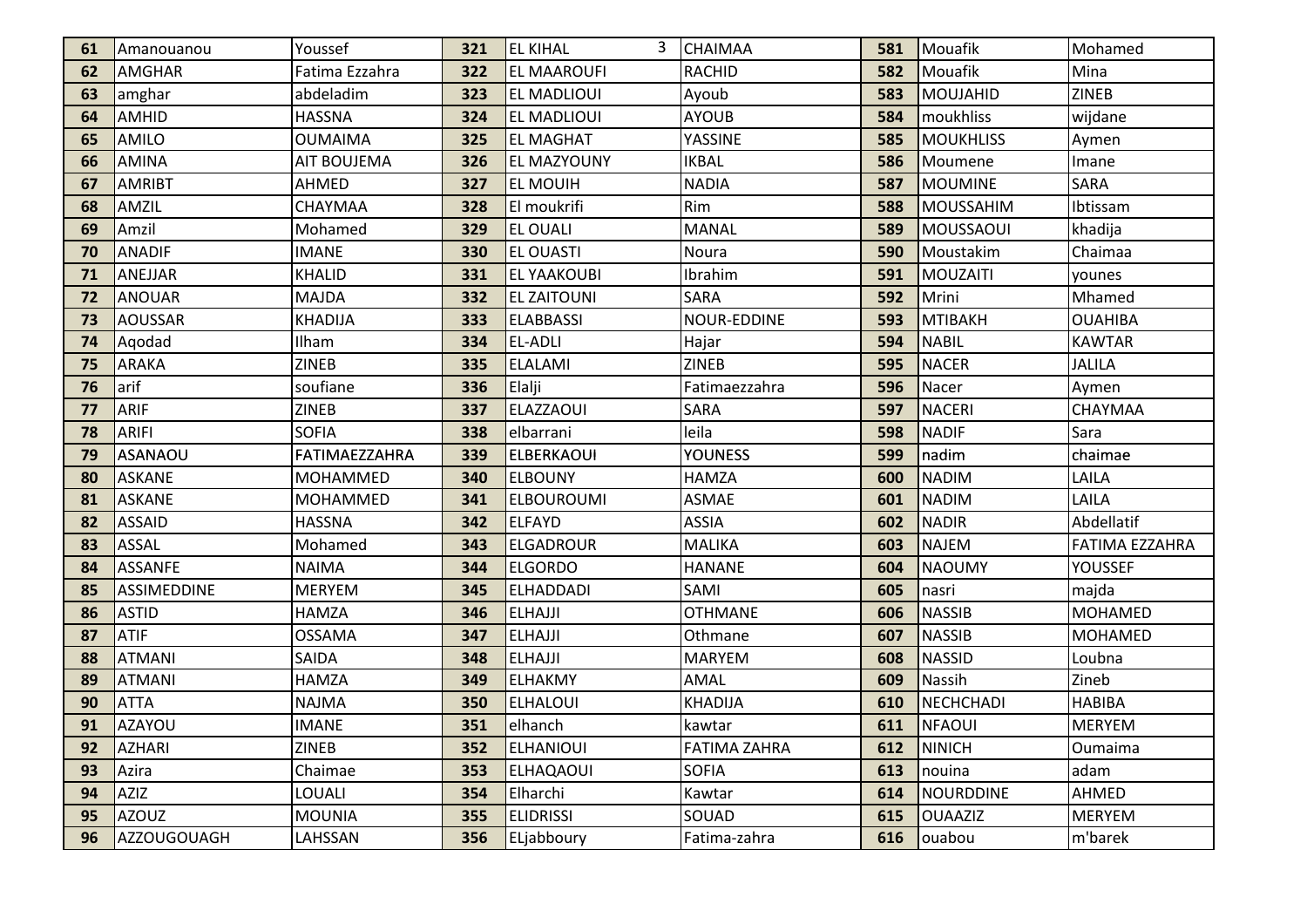| N° | Nom | Prénom |
|---|---|---|
| 61 | Amanouanou | Youssef |
| 62 | AMGHAR | Fatima Ezzahra |
| 63 | amghar | abdeladim |
| 64 | AMHID | HASSNA |
| 65 | AMILO | OUMAIMA |
| 66 | AMINA | AIT BOUJEMA |
| 67 | AMRIBT | AHMED |
| 68 | AMZIL | CHAYMAA |
| 69 | Amzil | Mohamed |
| 70 | ANADIF | IMANE |
| 71 | ANEJJAR | KHALID |
| 72 | ANOUAR | MAJDA |
| 73 | AOUSSAR | KHADIJA |
| 74 | Aqodad | Ilham |
| 75 | ARAKA | ZINEB |
| 76 | arif | soufiane |
| 77 | ARIF | ZINEB |
| 78 | ARIFI | SOFIA |
| 79 | ASANAOU | FATIMAEZZAHRA |
| 80 | ASKANE | MOHAMMED |
| 81 | ASKANE | MOHAMMED |
| 82 | ASSAID | HASSNA |
| 83 | ASSAL | Mohamed |
| 84 | ASSANFE | NAIMA |
| 85 | ASSIMEDDINE | MERYEM |
| 86 | ASTID | HAMZA |
| 87 | ATIF | OSSAMA |
| 88 | ATMANI | SAIDA |
| 89 | ATMANI | HAMZA |
| 90 | ATTA | NAJMA |
| 91 | AZAYOU | IMANE |
| 92 | AZHARI | ZINEB |
| 93 | Azira | Chaimae |
| 94 | AZIZ | LOUALI |
| 95 | AZOUZ | MOUNIA |
| 96 | AZZOUGOUAGH | LAHSSAN |
| 321 | EL KIHAL | CHAIMAA |
| 322 | EL MAAROUFI | RACHID |
| 323 | EL MADLIOUI | Ayoub |
| 324 | EL MADLIOUI | AYOUB |
| 325 | EL MAGHAT | YASSINE |
| 326 | EL MAZYOUNY | IKBAL |
| 327 | EL MOUIH | NADIA |
| 328 | El moukrifi | Rim |
| 329 | EL OUALI | MANAL |
| 330 | EL OUASTI | Noura |
| 331 | EL YAAKOUBI | Ibrahim |
| 332 | EL ZAITOUNI | SARA |
| 333 | ELABBASSI | NOUR-EDDINE |
| 334 | EL-ADLI | Hajar |
| 335 | ELALAMI | ZINEB |
| 336 | Elalji | Fatimaezzahra |
| 337 | ELAZZAOUI | SARA |
| 338 | elbarrani | leila |
| 339 | ELBERKAOUI | YOUNESS |
| 340 | ELBOUNY | HAMZA |
| 341 | ELBOUROUMI | ASMAE |
| 342 | ELFAYD | ASSIA |
| 343 | ELGADROUR | MALIKA |
| 344 | ELGORDO | HANANE |
| 345 | ELHADDADI | SAMI |
| 346 | ELHAJJI | OTHMANE |
| 347 | ELHAJJI | Othmane |
| 348 | ELHAJJI | MARYEM |
| 349 | ELHAKMY | AMAL |
| 350 | ELHALOUI | KHADIJA |
| 351 | elhanch | kawtar |
| 352 | ELHANIOUI | FATIMA ZAHRA |
| 353 | ELHAQAOUI | SOFIA |
| 354 | Elharchi | Kawtar |
| 355 | ELIDRISSI | SOUAD |
| 356 | ELjabboury | Fatima-zahra |
| 581 | Mouafik | Mohamed |
| 582 | Mouafik | Mina |
| 583 | MOUJAHID | ZINEB |
| 584 | moukhliss | wijdane |
| 585 | MOUKHLISS | Aymen |
| 586 | Moumene | Imane |
| 587 | MOUMINE | SARA |
| 588 | MOUSSAHIM | Ibtissam |
| 589 | MOUSSAOUI | khadija |
| 590 | Moustakim | Chaimaa |
| 591 | MOUZAITI | younes |
| 592 | Mrini | Mhamed |
| 593 | MTIBAKH | OUAHIBA |
| 594 | NABIL | KAWTAR |
| 595 | NACER | JALILA |
| 596 | Nacer | Aymen |
| 597 | NACERI | CHAYMAA |
| 598 | NADIF | Sara |
| 599 | nadim | chaimae |
| 600 | NADIM | LAILA |
| 601 | NADIM | LAILA |
| 602 | NADIR | Abdellatif |
| 603 | NAJEM | FATIMA EZZAHRA |
| 604 | NAOUMY | YOUSSEF |
| 605 | nasri | majda |
| 606 | NASSIB | MOHAMED |
| 607 | NASSIB | MOHAMED |
| 608 | NASSID | Loubna |
| 609 | Nassih | Zineb |
| 610 | NECHCHADI | HABIBA |
| 611 | NFAOUI | MERYEM |
| 612 | NINICH | Oumaima |
| 613 | nouina | adam |
| 614 | NOURDDINE | AHMED |
| 615 | OUAAZIZ | MERYEM |
| 616 | ouabou | m'barek |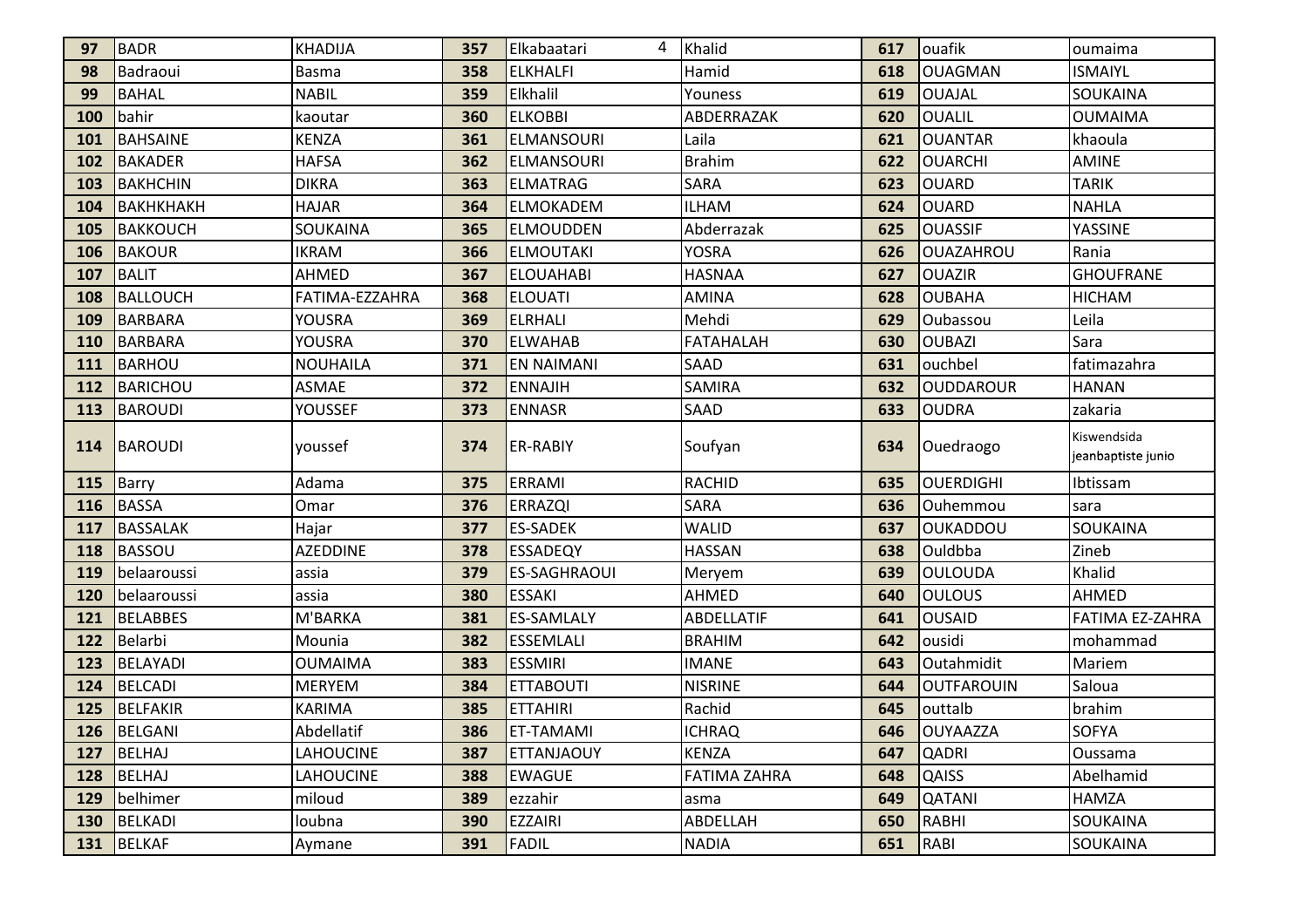| 97 | BADR | KHADIJA | 357 | Elkabaatari | Khalid | 617 | ouafik | oumaima |
|---|---|---|---|---|---|---|---|---|
| 98 | Badraoui | Basma | 358 | ELKHALFI | Hamid | 618 | OUAGMAN | ISMAIYL |
| 99 | BAHAL | NABIL | 359 | Elkhalil | Youness | 619 | OUAJAL | SOUKAINA |
| 100 | bahir | kaoutar | 360 | ELKOBBI | ABDERRAZAK | 620 | OUALIL | OUMAIMA |
| 101 | BAHSAINE | KENZA | 361 | ELMANSOURI | Laila | 621 | OUANTAR | khaoula |
| 102 | BAKADER | HAFSA | 362 | ELMANSOURI | Brahim | 622 | OUARCHI | AMINE |
| 103 | BAKHCHIN | DIKRA | 363 | ELMATRAG | SARA | 623 | OUARD | TARIK |
| 104 | BAKHKHAKH | HAJAR | 364 | ELMOKADEM | ILHAM | 624 | OUARD | NAHLA |
| 105 | BAKKOUCH | SOUKAINA | 365 | ELMOUDDEN | Abderrazak | 625 | OUASSIF | YASSINE |
| 106 | BAKOUR | IKRAM | 366 | ELMOUTAKI | YOSRA | 626 | OUAZAHROU | Rania |
| 107 | BALIT | AHMED | 367 | ELOUAHABI | HASNAA | 627 | OUAZIR | GHOUFRANE |
| 108 | BALLOUCH | FATIMA-EZZAHRA | 368 | ELOUATI | AMINA | 628 | OUBAHA | HICHAM |
| 109 | BARBARA | YOUSRA | 369 | ELRHALI | Mehdi | 629 | Oubassou | Leila |
| 110 | BARBARA | YOUSRA | 370 | ELWAHAB | FATAHALAH | 630 | OUBAZI | Sara |
| 111 | BARHOU | NOUHAILA | 371 | EN NAIMANI | SAAD | 631 | ouchbel | fatimazahra |
| 112 | BARICHOU | ASMAE | 372 | ENNAJIH | SAMIRA | 632 | OUDDAROUR | HANAN |
| 113 | BAROUDI | YOUSSEF | 373 | ENNASR | SAAD | 633 | OUDRA | zakaria |
| 114 | BAROUDI | youssef | 374 | ER-RABIY | Soufyan | 634 | Ouedraogo | Kiswendsida jeanbaptiste junio |
| 115 | Barry | Adama | 375 | ERRAMI | RACHID | 635 | OUERDIGHI | Ibtissam |
| 116 | BASSA | Omar | 376 | ERRAZQI | SARA | 636 | Ouhemmou | sara |
| 117 | BASSALAK | Hajar | 377 | ES-SADEK | WALID | 637 | OUKADDOU | SOUKAINA |
| 118 | BASSOU | AZEDDINE | 378 | ESSADEQY | HASSAN | 638 | Ouldbba | Zineb |
| 119 | belaaroussi | assia | 379 | ES-SAGHRAOUI | Meryem | 639 | OULOUDA | Khalid |
| 120 | belaaroussi | assia | 380 | ESSAKI | AHMED | 640 | OULOUS | AHMED |
| 121 | BELABBES | M'BARKA | 381 | ES-SAMLALY | ABDELLATIF | 641 | OUSAID | FATIMA EZ-ZAHRA |
| 122 | Belarbi | Mounia | 382 | ESSEMLALI | BRAHIM | 642 | ousidi | mohammad |
| 123 | BELAYADI | OUMAIMA | 383 | ESSMIRI | IMANE | 643 | Outahmidit | Mariem |
| 124 | BELCADI | MERYEM | 384 | ETTABOUTI | NISRINE | 644 | OUTFAROUIN | Saloua |
| 125 | BELFAKIR | KARIMA | 385 | ETTAHIRI | Rachid | 645 | outtalb | brahim |
| 126 | BELGANI | Abdellatif | 386 | ET-TAMAMI | ICHRAQ | 646 | OUYAAZZA | SOFYA |
| 127 | BELHAJ | LAHOUCINE | 387 | ETTANJAOUY | KENZA | 647 | QADRI | Oussama |
| 128 | BELHAJ | LAHOUCINE | 388 | EWAGUE | FATIMA ZAHRA | 648 | QAISS | Abelhamid |
| 129 | belhimer | miloud | 389 | ezzahir | asma | 649 | QATANI | HAMZA |
| 130 | BELKADI | loubna | 390 | EZZAIRI | ABDELLAH | 650 | RABHI | SOUKAINA |
| 131 | BELKAF | Aymane | 391 | FADIL | NADIA | 651 | RABI | SOUKAINA |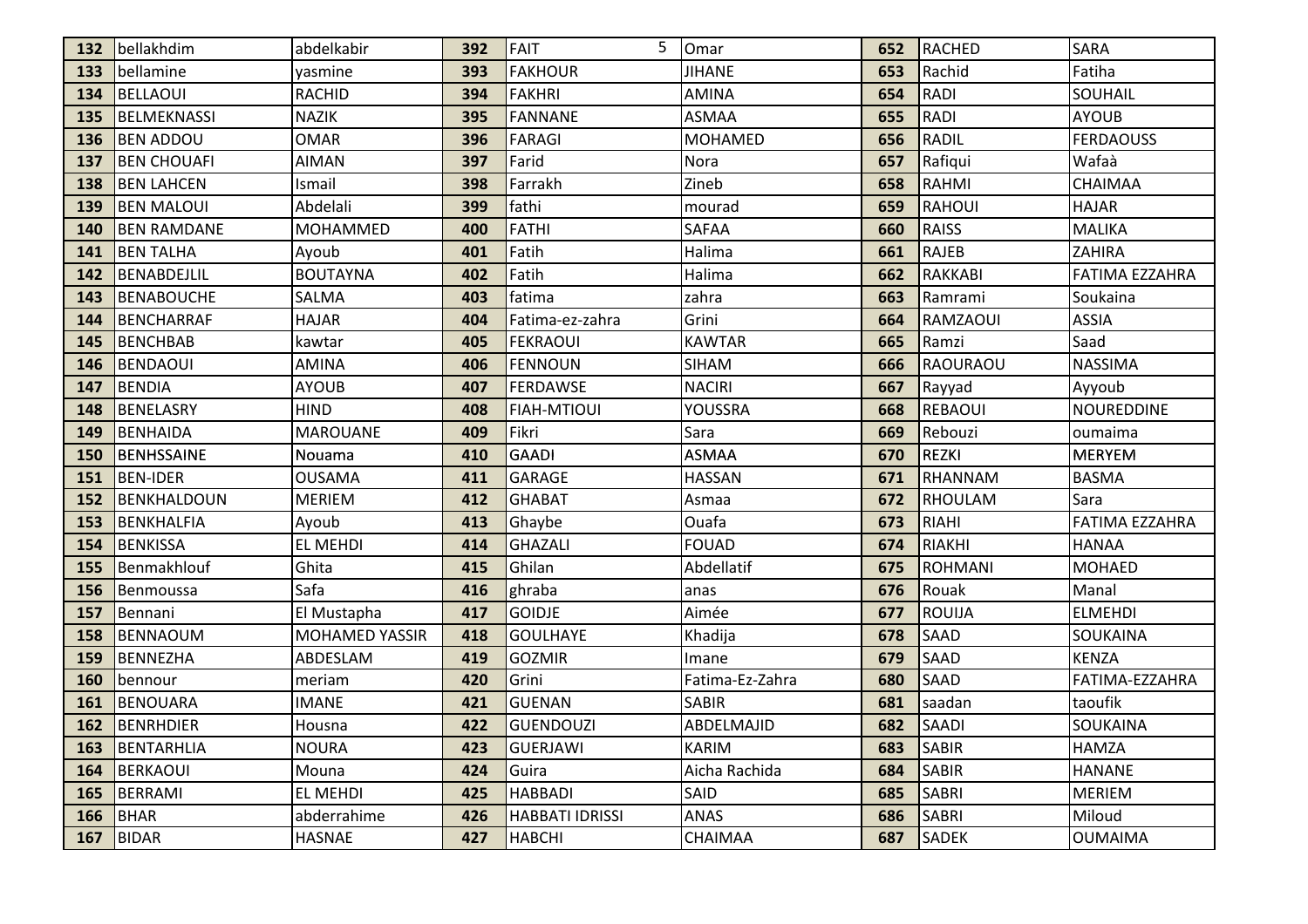| 132 | bellakhdim | abdelkabir | 392 | FAIT | Omar | 652 | RACHED | SARA |
|---|---|---|---|---|---|---|---|---|
| 133 | bellamine | yasmine | 393 | FAKHOUR | JIHANE | 653 | Rachid | Fatiha |
| 134 | BELLAOUI | RACHID | 394 | FAKHRI | AMINA | 654 | RADI | SOUHAIL |
| 135 | BELMEKNASSI | NAZIK | 395 | FANNANE | ASMAA | 655 | RADI | AYOUB |
| 136 | BEN ADDOU | OMAR | 396 | FARAGI | MOHAMED | 656 | RADIL | FERDAOUSS |
| 137 | BEN CHOUAFI | AIMAN | 397 | Farid | Nora | 657 | Rafiqui | Wafaà |
| 138 | BEN LAHCEN | Ismail | 398 | Farrakh | Zineb | 658 | RAHMI | CHAIMAA |
| 139 | BEN MALOUI | Abdelali | 399 | fathi | mourad | 659 | RAHOUI | HAJAR |
| 140 | BEN RAMDANE | MOHAMMED | 400 | FATHI | SAFAA | 660 | RAISS | MALIKA |
| 141 | BEN TALHA | Ayoub | 401 | Fatih | Halima | 661 | RAJEB | ZAHIRA |
| 142 | BENABDEJLIL | BOUTAYNA | 402 | Fatih | Halima | 662 | RAKKABI | FATIMA EZZAHRA |
| 143 | BENABOUCHE | SALMA | 403 | fatima | zahra | 663 | Ramrami | Soukaina |
| 144 | BENCHARRAF | HAJAR | 404 | Fatima-ez-zahra | Grini | 664 | RAMZAOUI | ASSIA |
| 145 | BENCHBAB | kawtar | 405 | FEKRAOUI | KAWTAR | 665 | Ramzi | Saad |
| 146 | BENDAOUI | AMINA | 406 | FENNOUN | SIHAM | 666 | RAOURAOU | NASSIMA |
| 147 | BENDIA | AYOUB | 407 | FERDAWSE | NACIRI | 667 | Rayyad | Ayyoub |
| 148 | BENELASRY | HIND | 408 | FIAH-MTIOUI | YOUSSRA | 668 | REBAOUI | NOUREDDINE |
| 149 | BENHAIDA | MAROUANE | 409 | Fikri | Sara | 669 | Rebouzi | oumaima |
| 150 | BENHSSAINE | Nouama | 410 | GAADI | ASMAA | 670 | REZKI | MERYEM |
| 151 | BEN-IDER | OUSAMA | 411 | GARAGE | HASSAN | 671 | RHANNAM | BASMA |
| 152 | BENKHALDOUN | MERIEM | 412 | GHABAT | Asmaa | 672 | RHOULAM | Sara |
| 153 | BENKHALFIA | Ayoub | 413 | Ghaybe | Ouafa | 673 | RIAHI | FATIMA EZZAHRA |
| 154 | BENKISSA | EL MEHDI | 414 | GHAZALI | FOUAD | 674 | RIAKHI | HANAA |
| 155 | Benmakhlouf | Ghita | 415 | Ghilan | Abdellatif | 675 | ROHMANI | MOHAED |
| 156 | Benmoussa | Safa | 416 | ghraba | anas | 676 | Rouak | Manal |
| 157 | Bennani | El Mustapha | 417 | GOIDJE | Aimée | 677 | ROUIJA | ELMEHDI |
| 158 | BENNAOUM | MOHAMED YASSIR | 418 | GOULHAYE | Khadija | 678 | SAAD | SOUKAINA |
| 159 | BENNEZHA | ABDESLAM | 419 | GOZMIR | Imane | 679 | SAAD | KENZA |
| 160 | bennour | meriam | 420 | Grini | Fatima-Ez-Zahra | 680 | SAAD | FATIMA-EZZAHRA |
| 161 | BENOUARA | IMANE | 421 | GUENAN | SABIR | 681 | saadan | taoufik |
| 162 | BENRHDIER | Housna | 422 | GUENDOUZI | ABDELMAJID | 682 | SAADI | SOUKAINA |
| 163 | BENTARHLIA | NOURA | 423 | GUERJAWI | KARIM | 683 | SABIR | HAMZA |
| 164 | BERKAOUI | Mouna | 424 | Guira | Aicha Rachida | 684 | SABIR | HANANE |
| 165 | BERRAMI | EL MEHDI | 425 | HABBADI | SAID | 685 | SABRI | MERIEM |
| 166 | BHAR | abderrahime | 426 | HABBATI IDRISSI | ANAS | 686 | SABRI | Miloud |
| 167 | BIDAR | HASNAE | 427 | HABCHI | CHAIMAA | 687 | SADEK | OUMAIMA |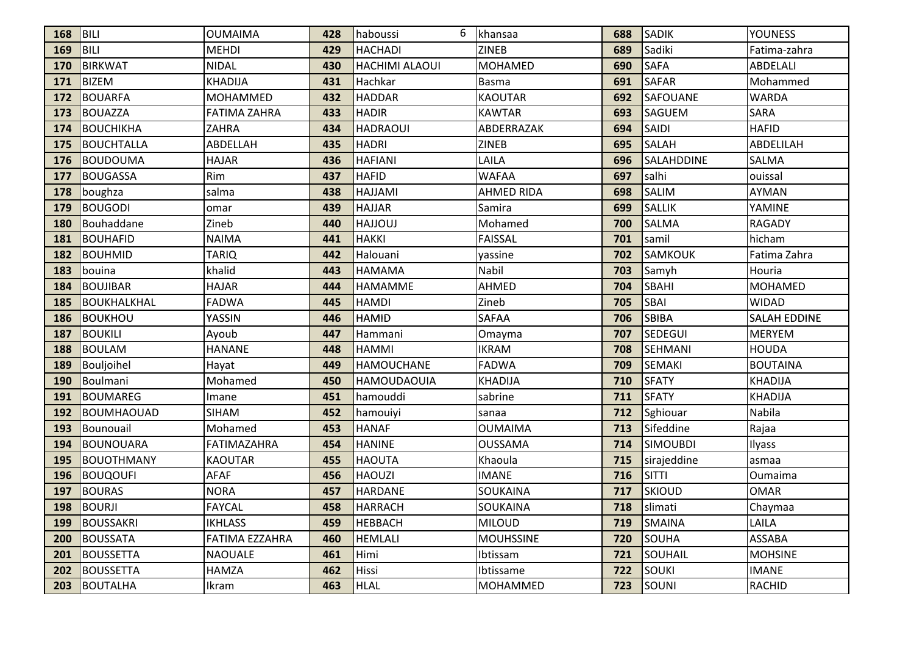| 168 | BILI | OUMAIMA | 428 | haboussi | khansaa | 688 | SADIK | YOUNESS |
|---|---|---|---|---|---|---|---|---|
| 169 | BILI | MEHDI | 429 | HACHADI | ZINEB | 689 | Sadiki | Fatima-zahra |
| 170 | BIRKWAT | NIDAL | 430 | HACHIMI ALAOUI | MOHAMED | 690 | SAFA | ABDELALI |
| 171 | BIZEM | KHADIJA | 431 | Hachkar | Basma | 691 | SAFAR | Mohammed |
| 172 | BOUARFA | MOHAMMED | 432 | HADDAR | KAOUTAR | 692 | SAFOUANE | WARDA |
| 173 | BOUAZZA | FATIMA ZAHRA | 433 | HADIR | KAWTAR | 693 | SAGUEM | SARA |
| 174 | BOUCHIKHA | ZAHRA | 434 | HADRAOUI | ABDERRAZAK | 694 | SAIDI | HAFID |
| 175 | BOUCHTALLA | ABDELLAH | 435 | HADRI | ZINEB | 695 | SALAH | ABDELILAH |
| 176 | BOUDOUMA | HAJAR | 436 | HAFIANI | LAILA | 696 | SALAHDDINE | SALMA |
| 177 | BOUGASSA | Rim | 437 | HAFID | WAFAA | 697 | salhi | ouissal |
| 178 | boughza | salma | 438 | HAJJAMI | AHMED RIDA | 698 | SALIM | AYMAN |
| 179 | BOUGODI | omar | 439 | HAJJAR | Samira | 699 | SALLIK | YAMINE |
| 180 | Bouhaddane | Zineb | 440 | HAJJOUJ | Mohamed | 700 | SALMA | RAGADY |
| 181 | BOUHAFID | NAIMA | 441 | HAKKI | FAISSAL | 701 | samil | hicham |
| 182 | BOUHMID | TARIQ | 442 | Halouani | yassine | 702 | SAMKOUK | Fatima Zahra |
| 183 | bouina | khalid | 443 | HAMAMA | Nabil | 703 | Samyh | Houria |
| 184 | BOUJIBAR | HAJAR | 444 | HAMAMME | AHMED | 704 | SBAHI | MOHAMED |
| 185 | BOUKHALKHAL | FADWA | 445 | HAMDI | Zineb | 705 | SBAI | WIDAD |
| 186 | BOUKHOU | YASSIN | 446 | HAMID | SAFAA | 706 | SBIBA | SALAH EDDINE |
| 187 | BOUKILI | Ayoub | 447 | Hammani | Omayma | 707 | SEDEGUI | MERYEM |
| 188 | BOULAM | HANANE | 448 | HAMMI | IKRAM | 708 | SEHMANI | HOUDA |
| 189 | Bouljoihel | Hayat | 449 | HAMOUCHANE | FADWA | 709 | SEMAKI | BOUTAINA |
| 190 | Boulmani | Mohamed | 450 | HAMOUDAOUIA | KHADIJA | 710 | SFATY | KHADIJA |
| 191 | BOUMAREG | Imane | 451 | hamouddi | sabrine | 711 | SFATY | KHADIJA |
| 192 | BOUMHAOUAD | SIHAM | 452 | hamouiyi | sanaa | 712 | Sghiouar | Nabila |
| 193 | Bounouail | Mohamed | 453 | HANAF | OUMAIMA | 713 | Sifeddine | Rajaa |
| 194 | BOUNOUARA | FATIMAZAHRA | 454 | HANINE | OUSSAMA | 714 | SIMOUBDI | Ilyass |
| 195 | BOUOTHMANY | KAOUTAR | 455 | HAOUTA | Khaoula | 715 | sirajeddine | asmaa |
| 196 | BOUQOUFI | AFAF | 456 | HAOUZI | IMANE | 716 | SITTI | Oumaima |
| 197 | BOURAS | NORA | 457 | HARDANE | SOUKAINA | 717 | SKIOUD | OMAR |
| 198 | BOURJI | FAYCAL | 458 | HARRACH | SOUKAINA | 718 | slimati | Chaymaa |
| 199 | BOUSSAKRI | IKHLASS | 459 | HEBBACH | MILOUD | 719 | SMAINA | LAILA |
| 200 | BOUSSATA | FATIMA EZZAHRA | 460 | HEMLALI | MOUHSSINE | 720 | SOUHA | ASSABA |
| 201 | BOUSSETTA | NAOUALE | 461 | Himi | Ibtissam | 721 | SOUHAIL | MOHSINE |
| 202 | BOUSSETTA | HAMZA | 462 | Hissi | Ibtissame | 722 | SOUKI | IMANE |
| 203 | BOUTALHA | Ikram | 463 | HLAL | MOHAMMED | 723 | SOUNI | RACHID |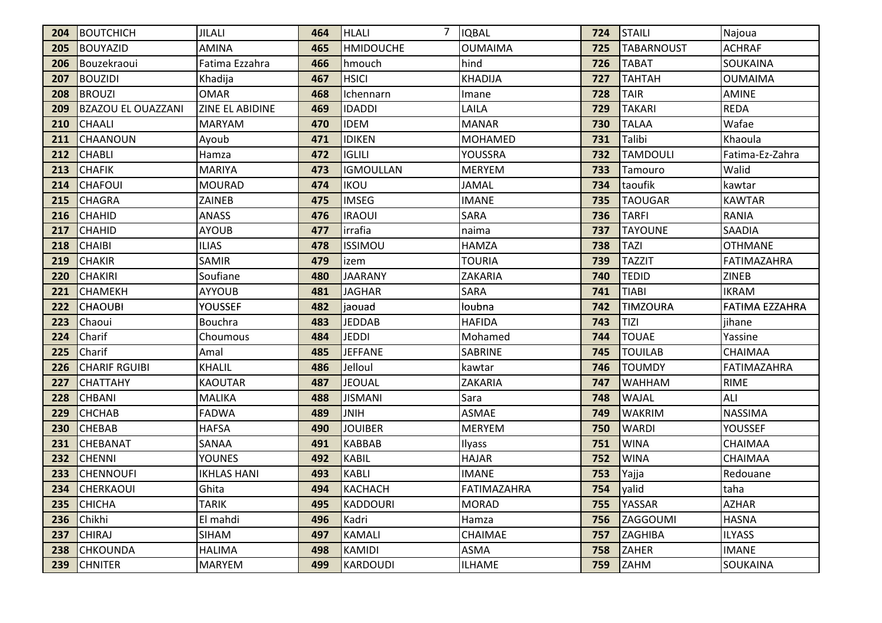| 204 | BOUTCHICH | JILALI | 464 | HLALI | IQBAL | 724 | STAILI | Najoua |
|---|---|---|---|---|---|---|---|---|
| 205 | BOUYAZID | AMINA | 465 | HMIDOUCHE | OUMAIMA | 725 | TABARNOUST | ACHRAF |
| 206 | Bouzekraoui | Fatima Ezzahra | 466 | hmouch | hind | 726 | TABAT | SOUKAINA |
| 207 | BOUZIDI | Khadija | 467 | HSICI | KHADIJA | 727 | TAHTAH | OUMAIMA |
| 208 | BROUZI | OMAR | 468 | Ichennarn | Imane | 728 | TAIR | AMINE |
| 209 | BZAZOU EL OUAZZANI | ZINE EL ABIDINE | 469 | IDADDI | LAILA | 729 | TAKARI | REDA |
| 210 | CHAALI | MARYAM | 470 | IDEM | MANAR | 730 | TALAA | Wafae |
| 211 | CHAANOUN | Ayoub | 471 | IDIKEN | MOHAMED | 731 | Talibi | Khaoula |
| 212 | CHABLI | Hamza | 472 | IGLILI | YOUSSRA | 732 | TAMDOULI | Fatima-Ez-Zahra |
| 213 | CHAFIK | MARIYA | 473 | IGMOULLAN | MERYEM | 733 | Tamouro | Walid |
| 214 | CHAFOUI | MOURAD | 474 | IKOU | JAMAL | 734 | taoufik | kawtar |
| 215 | CHAGRA | ZAINEB | 475 | IMSEG | IMANE | 735 | TAOUGAR | KAWTAR |
| 216 | CHAHID | ANASS | 476 | IRAOUI | SARA | 736 | TARFI | RANIA |
| 217 | CHAHID | AYOUB | 477 | irrafia | naima | 737 | TAYOUNE | SAADIA |
| 218 | CHAIBI | ILIAS | 478 | ISSIMOU | HAMZA | 738 | TAZI | OTHMANE |
| 219 | CHAKIR | SAMIR | 479 | izem | TOURIA | 739 | TAZZIT | FATIMAZAHRA |
| 220 | CHAKIRI | Soufiane | 480 | JAARANY | ZAKARIA | 740 | TEDID | ZINEB |
| 221 | CHAMEKH | AYYOUB | 481 | JAGHAR | SARA | 741 | TIABI | IKRAM |
| 222 | CHAOUBI | YOUSSEF | 482 | jaouad | loubna | 742 | TIMZOURA | FATIMA EZZAHRA |
| 223 | Chaoui | Bouchra | 483 | JEDDAB | HAFIDA | 743 | TIZI | jihane |
| 224 | Charif | Choumous | 484 | JEDDI | Mohamed | 744 | TOUAE | Yassine |
| 225 | Charif | Amal | 485 | JEFFANE | SABRINE | 745 | TOUILAB | CHAIMAA |
| 226 | CHARIF RGUIBI | KHALIL | 486 | Jelloul | kawtar | 746 | TOUMDY | FATIMAZAHRA |
| 227 | CHATTAHY | KAOUTAR | 487 | JEOUAL | ZAKARIA | 747 | WAHHAM | RIME |
| 228 | CHBANI | MALIKA | 488 | JISMANI | Sara | 748 | WAJAL | ALI |
| 229 | CHCHAB | FADWA | 489 | JNIH | ASMAE | 749 | WAKRIM | NASSIMA |
| 230 | CHEBAB | HAFSA | 490 | JOUIBER | MERYEM | 750 | WARDI | YOUSSEF |
| 231 | CHEBANAT | SANAA | 491 | KABBAB | Ilyass | 751 | WINA | CHAIMAA |
| 232 | CHENNI | YOUNES | 492 | KABIL | HAJAR | 752 | WINA | CHAIMAA |
| 233 | CHENNOUFI | IKHLAS HANI | 493 | KABLI | IMANE | 753 | Yajja | Redouane |
| 234 | CHERKAOUI | Ghita | 494 | KACHACH | FATIMAZAHRA | 754 | yalid | taha |
| 235 | CHICHA | TARIK | 495 | KADDOURI | MORAD | 755 | YASSAR | AZHAR |
| 236 | Chikhi | El mahdi | 496 | Kadri | Hamza | 756 | ZAGGOUMI | HASNA |
| 237 | CHIRAJ | SIHAM | 497 | KAMALI | CHAIMAE | 757 | ZAGHIBA | ILYASS |
| 238 | CHKOUNDA | HALIMA | 498 | KAMIDI | ASMA | 758 | ZAHER | IMANE |
| 239 | CHNITER | MARYEM | 499 | KARDOUDI | ILHAME | 759 | ZAHM | SOUKAINA |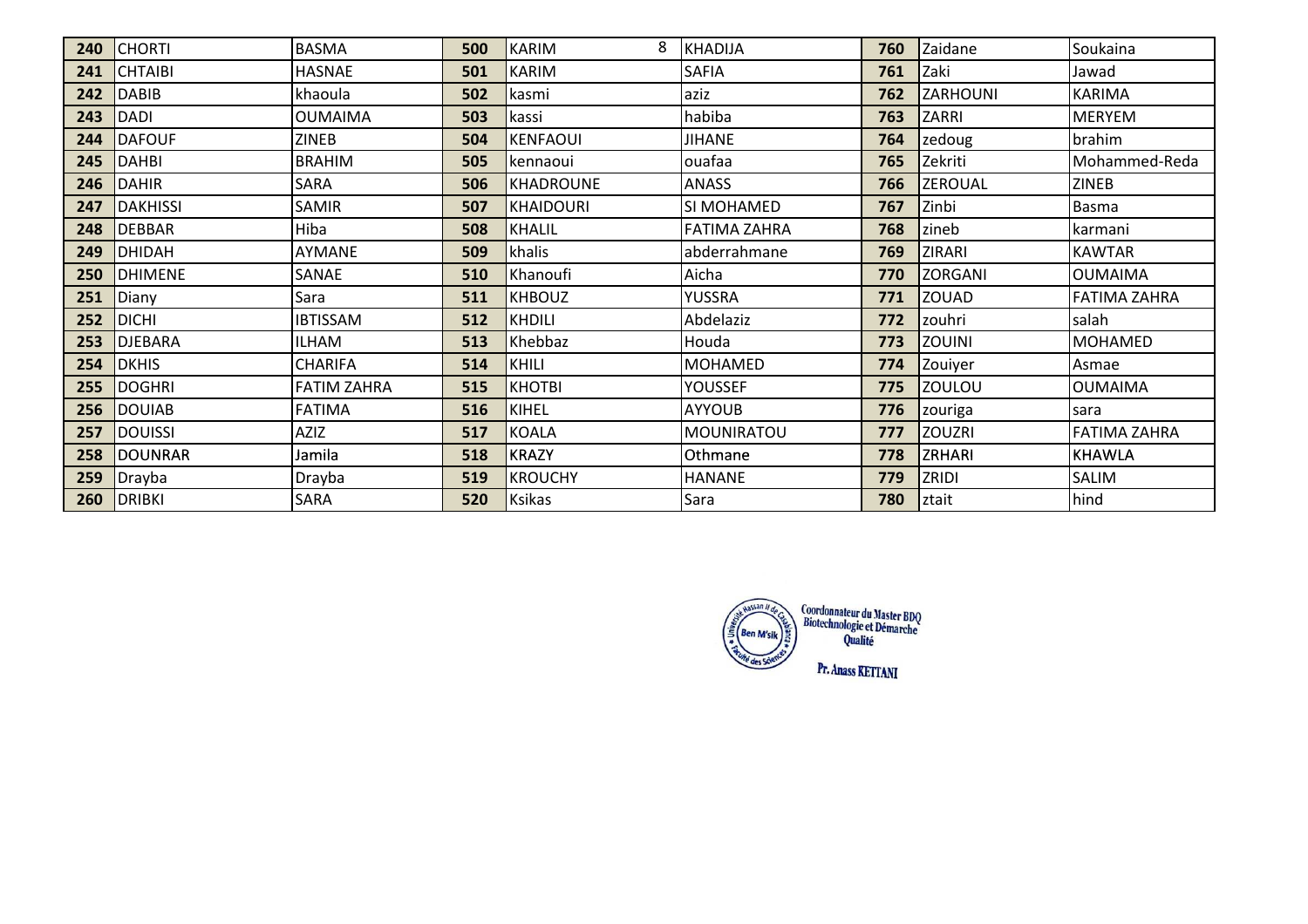| | | | | | | | | |
|---|---|---|---|---|---|---|---|---|
| **240** | CHORTI | BASMA | **500** | KARIM | KHADIJA | **760** | Zaidane | Soukaina |
| **241** | CHTAIBI | HASNAE | **501** | KARIM | SAFIA | **761** | Zaki | Jawad |
| **242** | DABIB | khaoula | **502** | kasmi | aziz | **762** | ZARHOUNI | KARIMA |
| **243** | DADI | OUMAIMA | **503** | kassi | habiba | **763** | ZARRI | MERYEM |
| **244** | DAFOUF | ZINEB | **504** | KENFAOUI | JIHANE | **764** | zedoug | brahim |
| **245** | DAHBI | BRAHIM | **505** | kennaoui | ouafaa | **765** | Zekriti | Mohammed-Reda |
| **246** | DAHIR | SARA | **506** | KHADROUNE | ANASS | **766** | ZEROUAL | ZINEB |
| **247** | DAKHISSI | SAMIR | **507** | KHAIDOURI | SI MOHAMED | **767** | Zinbi | Basma |
| **248** | DEBBAR | Hiba | **508** | KHALIL | FATIMA ZAHRA | **768** | zineb | karmani |
| **249** | DHIDAH | AYMANE | **509** | khalis | abderrahmane | **769** | ZIRARI | KAWTAR |
| **250** | DHIMENE | SANAE | **510** | Khanoufi | Aicha | **770** | ZORGANI | OUMAIMA |
| **251** | Diany | Sara | **511** | KHBOUZ | YUSSRA | **771** | ZOUAD | FATIMA ZAHRA |
| **252** | DICHI | IBTISSAM | **512** | KHDILI | Abdelaziz | **772** | zouhri | salah |
| **253** | DJEBARA | ILHAM | **513** | Khebbaz | Houda | **773** | ZOUINI | MOHAMED |
| **254** | DKHIS | CHARIFA | **514** | KHILI | MOHAMED | **774** | Zouiyer | Asmae |
| **255** | DOGHRI | FATIM ZAHRA | **515** | KHOTBI | YOUSSEF | **775** | ZOULOU | OUMAIMA |
| **256** | DOUIAB | FATIMA | **516** | KIHEL | AYYOUB | **776** | zouriga | sara |
| **257** | DOUISSI | AZIZ | **517** | KOALA | MOUNIRATOU | **777** | ZOUZRI | FATIMA ZAHRA |
| **258** | DOUNRAR | Jamila | **518** | KRAZY | Othmane | **778** | ZRHARI | KHAWLA |
| **259** | Drayba | Drayba | **519** | KROUCHY | HANANE | **779** | ZRIDI | SALIM |
| **260** | DRIBKI | SARA | **520** | Ksikas | Sara | **780** | ztait | hind |

Université Hassan II de Casablanca – Faculté des Sciences Ben M'sik

Coordonnateur du Master BDQ
Biotechnologie et Démarche Qualité

Pr. Anass KETTANI